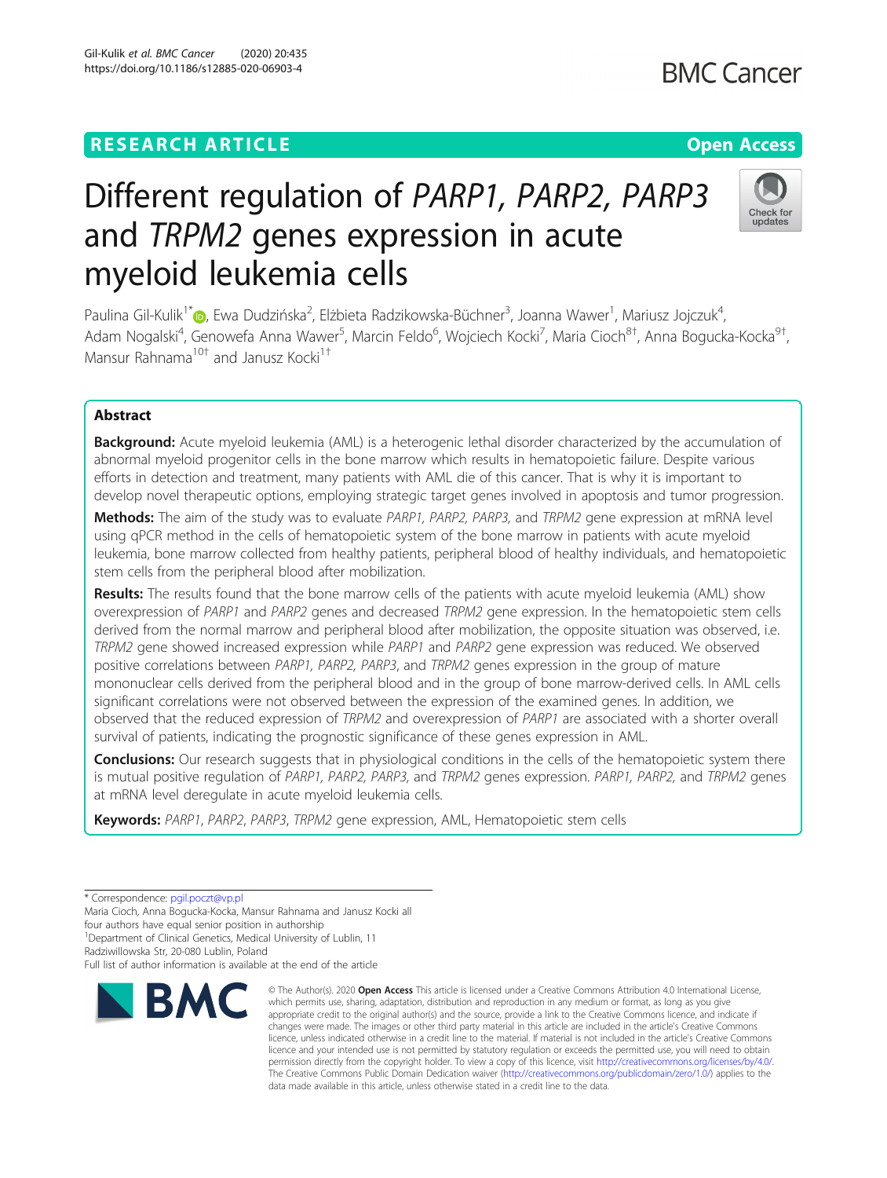RESEARCH ARTICLE

Open Access

# Different regulation of *PARP1, PARP2, PARP3* and *TRPM2* genes expression in acute myeloid leukemia cells

Paulina Gil-Kulik[1*], Ewa Dudzińska[2], Elżbieta Radzikowska-Büchner[3], Joanna Wawer[1], Mariusz Jojczuk[4], Adam Nogalski[4], Genowefa Anna Wawer[5], Marcin Feldo[6], Wojciech Kocki[7], Maria Cioch[8†], Anna Bogucka-Kocka[9†], Mansur Rahnama[10†] and Janusz Kocki[1†]

## Abstract

**Background:** Acute myeloid leukemia (AML) is a heterogenic lethal disorder characterized by the accumulation of abnormal myeloid progenitor cells in the bone marrow which results in hematopoietic failure. Despite various efforts in detection and treatment, many patients with AML die of this cancer. That is why it is important to develop novel therapeutic options, employing strategic target genes involved in apoptosis and tumor progression.

**Methods:** The aim of the study was to evaluate *PARP1, PARP2, PARP3,* and *TRPM2* gene expression at mRNA level using qPCR method in the cells of hematopoietic system of the bone marrow in patients with acute myeloid leukemia, bone marrow collected from healthy patients, peripheral blood of healthy individuals, and hematopoietic stem cells from the peripheral blood after mobilization.

**Results:** The results found that the bone marrow cells of the patients with acute myeloid leukemia (AML) show overexpression of *PARP1* and *PARP2* genes and decreased *TRPM2* gene expression. In the hematopoietic stem cells derived from the normal marrow and peripheral blood after mobilization, the opposite situation was observed, i.e. *TRPM2* gene showed increased expression while *PARP1* and *PARP2* gene expression was reduced. We observed positive correlations between *PARP1, PARP2, PARP3*, and *TRPM2* genes expression in the group of mature mononuclear cells derived from the peripheral blood and in the group of bone marrow-derived cells. In AML cells significant correlations were not observed between the expression of the examined genes. In addition, we observed that the reduced expression of *TRPM2* and overexpression of *PARP1* are associated with a shorter overall survival of patients, indicating the prognostic significance of these genes expression in AML.

**Conclusions:** Our research suggests that in physiological conditions in the cells of the hematopoietic system there is mutual positive regulation of *PARP1, PARP2, PARP3,* and *TRPM2* genes expression. *PARP1, PARP2,* and *TRPM2* genes at mRNA level deregulate in acute myeloid leukemia cells.

**Keywords:** *PARP1*, *PARP2*, *PARP3*, *TRPM2* gene expression, AML, Hematopoietic stem cells

---

* Correspondence: pgil.poczt@vp.pl

Maria Cioch, Anna Bogucka-Kocka, Mansur Rahnama and Janusz Kocki all four authors have equal senior position in authorship

[1]Department of Clinical Genetics, Medical University of Lublin, 11 Radziwillowska Str, 20-080 Lublin, Poland

Full list of author information is available at the end of the article

© The Author(s). 2020 **Open Access** This article is licensed under a Creative Commons Attribution 4.0 International License, which permits use, sharing, adaptation, distribution and reproduction in any medium or format, as long as you give appropriate credit to the original author(s) and the source, provide a link to the Creative Commons licence, and indicate if changes were made. The images or other third party material in this article are included in the article's Creative Commons licence, unless indicated otherwise in a credit line to the material. If material is not included in the article's Creative Commons licence and your intended use is not permitted by statutory regulation or exceeds the permitted use, you will need to obtain permission directly from the copyright holder. To view a copy of this licence, visit http://creativecommons.org/licenses/by/4.0/. The Creative Commons Public Domain Dedication waiver (http://creativecommons.org/publicdomain/zero/1.0/) applies to the data made available in this article, unless otherwise stated in a credit line to the data.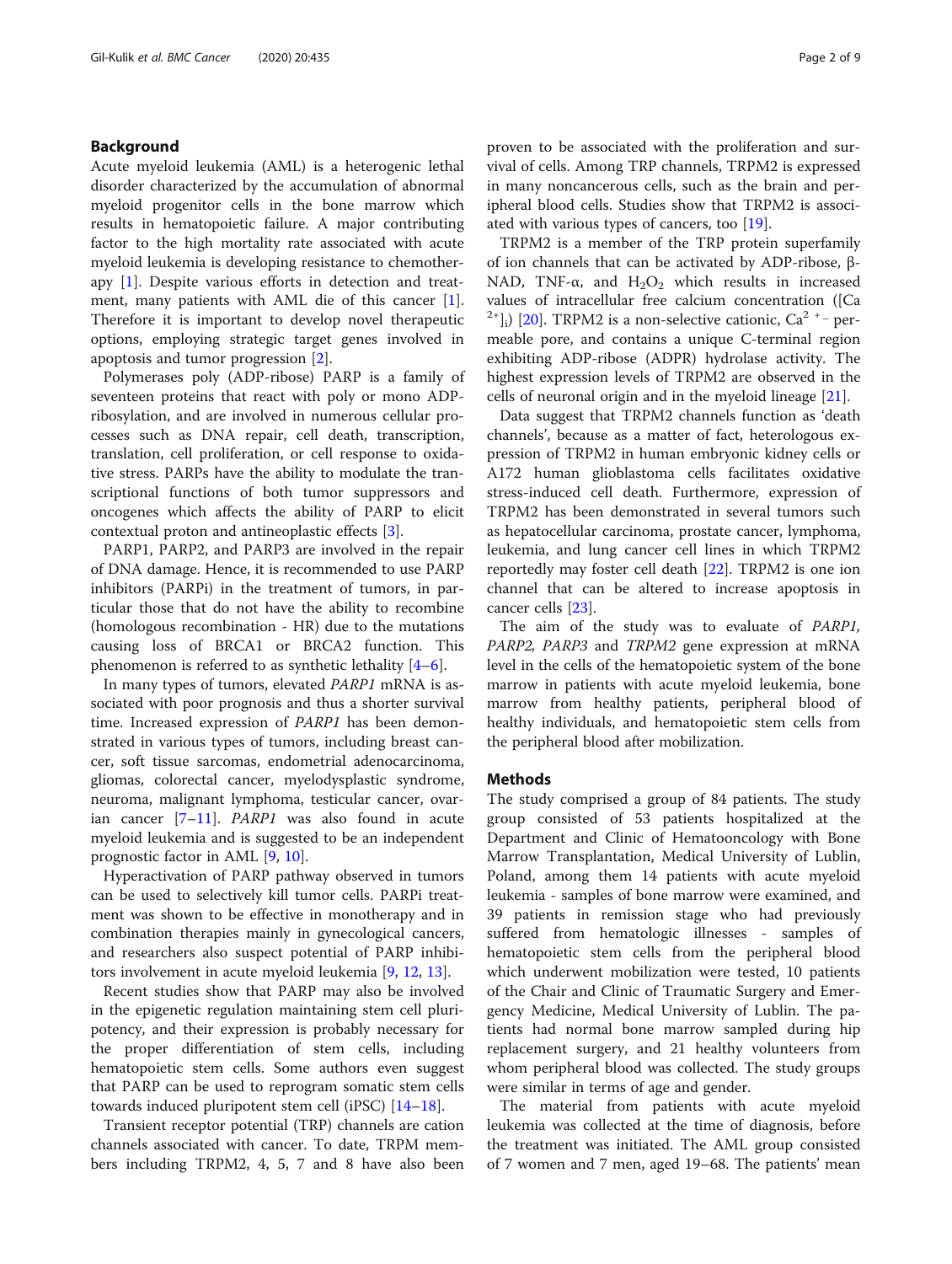## Background

Acute myeloid leukemia (AML) is a heterogenic lethal disorder characterized by the accumulation of abnormal myeloid progenitor cells in the bone marrow which results in hematopoietic failure. A major contributing factor to the high mortality rate associated with acute myeloid leukemia is developing resistance to chemotherapy [1]. Despite various efforts in detection and treatment, many patients with AML die of this cancer [1]. Therefore it is important to develop novel therapeutic options, employing strategic target genes involved in apoptosis and tumor progression [2].

Polymerases poly (ADP-ribose) PARP is a family of seventeen proteins that react with poly or mono ADP-ribosylation, and are involved in numerous cellular processes such as DNA repair, cell death, transcription, translation, cell proliferation, or cell response to oxidative stress. PARPs have the ability to modulate the transcriptional functions of both tumor suppressors and oncogenes which affects the ability of PARP to elicit contextual proton and antineoplastic effects [3].

PARP1, PARP2, and PARP3 are involved in the repair of DNA damage. Hence, it is recommended to use PARP inhibitors (PARPi) in the treatment of tumors, in particular those that do not have the ability to recombine (homologous recombination - HR) due to the mutations causing loss of BRCA1 or BRCA2 function. This phenomenon is referred to as synthetic lethality [4–6].

In many types of tumors, elevated *PARP1* mRNA is associated with poor prognosis and thus a shorter survival time. Increased expression of *PARP1* has been demonstrated in various types of tumors, including breast cancer, soft tissue sarcomas, endometrial adenocarcinoma, gliomas, colorectal cancer, myelodysplastic syndrome, neuroma, malignant lymphoma, testicular cancer, ovarian cancer [7–11]. *PARP1* was also found in acute myeloid leukemia and is suggested to be an independent prognostic factor in AML [9, 10].

Hyperactivation of PARP pathway observed in tumors can be used to selectively kill tumor cells. PARPi treatment was shown to be effective in monotherapy and in combination therapies mainly in gynecological cancers, and researchers also suspect potential of PARP inhibitors involvement in acute myeloid leukemia [9, 12, 13].

Recent studies show that PARP may also be involved in the epigenetic regulation maintaining stem cell pluripotency, and their expression is probably necessary for the proper differentiation of stem cells, including hematopoietic stem cells. Some authors even suggest that PARP can be used to reprogram somatic stem cells towards induced pluripotent stem cell (iPSC) [14–18].

Transient receptor potential (TRP) channels are cation channels associated with cancer. To date, TRPM members including TRPM2, 4, 5, 7 and 8 have also been proven to be associated with the proliferation and survival of cells. Among TRP channels, TRPM2 is expressed in many noncancerous cells, such as the brain and peripheral blood cells. Studies show that TRPM2 is associated with various types of cancers, too [19].

TRPM2 is a member of the TRP protein superfamily of ion channels that can be activated by ADP-ribose, β-NAD, TNF-α, and $H_2O_2$ which results in increased values of intracellular free calcium concentration ($[Ca^{2+}]_i$) [20]. TRPM2 is a non-selective cationic, $Ca^{2+}$- permeable pore, and contains a unique C-terminal region exhibiting ADP-ribose (ADPR) hydrolase activity. The highest expression levels of TRPM2 are observed in the cells of neuronal origin and in the myeloid lineage [21].

Data suggest that TRPM2 channels function as 'death channels', because as a matter of fact, heterologous expression of TRPM2 in human embryonic kidney cells or A172 human glioblastoma cells facilitates oxidative stress-induced cell death. Furthermore, expression of TRPM2 has been demonstrated in several tumors such as hepatocellular carcinoma, prostate cancer, lymphoma, leukemia, and lung cancer cell lines in which TRPM2 reportedly may foster cell death [22]. TRPM2 is one ion channel that can be altered to increase apoptosis in cancer cells [23].

The aim of the study was to evaluate of *PARP1, PARP2, PARP3* and *TRPM2* gene expression at mRNA level in the cells of the hematopoietic system of the bone marrow in patients with acute myeloid leukemia, bone marrow from healthy patients, peripheral blood of healthy individuals, and hematopoietic stem cells from the peripheral blood after mobilization.

## Methods

The study comprised a group of 84 patients. The study group consisted of 53 patients hospitalized at the Department and Clinic of Hematooncology with Bone Marrow Transplantation, Medical University of Lublin, Poland, among them 14 patients with acute myeloid leukemia - samples of bone marrow were examined, and 39 patients in remission stage who had previously suffered from hematologic illnesses - samples of hematopoietic stem cells from the peripheral blood which underwent mobilization were tested, 10 patients of the Chair and Clinic of Traumatic Surgery and Emergency Medicine, Medical University of Lublin. The patients had normal bone marrow sampled during hip replacement surgery, and 21 healthy volunteers from whom peripheral blood was collected. The study groups were similar in terms of age and gender.

The material from patients with acute myeloid leukemia was collected at the time of diagnosis, before the treatment was initiated. The AML group consisted of 7 women and 7 men, aged 19–68. The patients' mean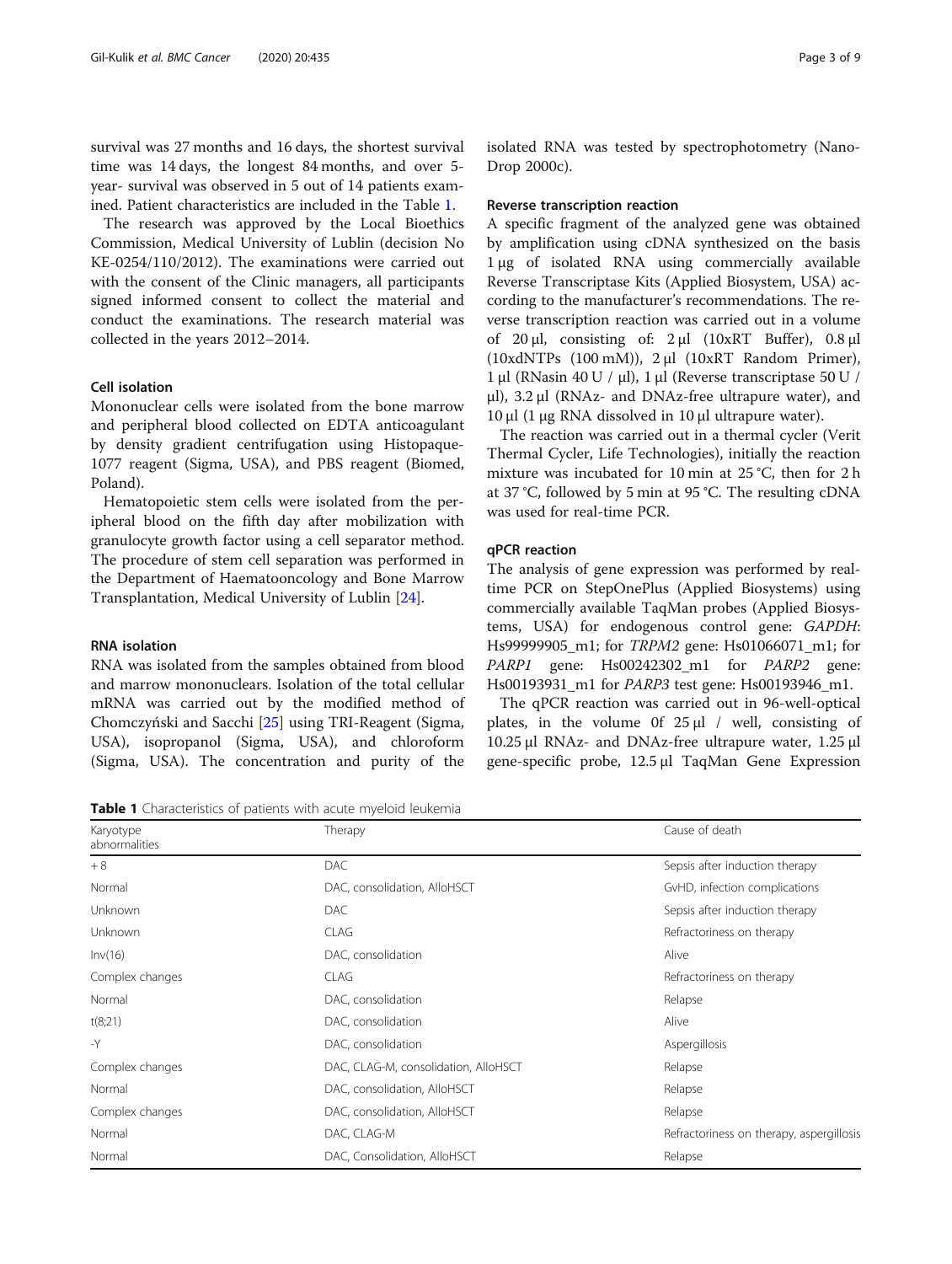survival was 27 months and 16 days, the shortest survival time was 14 days, the longest 84 months, and over 5-year- survival was observed in 5 out of 14 patients examined. Patient characteristics are included in the Table 1.

The research was approved by the Local Bioethics Commission, Medical University of Lublin (decision No KE-0254/110/2012). The examinations were carried out with the consent of the Clinic managers, all participants signed informed consent to collect the material and conduct the examinations. The research material was collected in the years 2012–2014.

### Cell isolation

Mononuclear cells were isolated from the bone marrow and peripheral blood collected on EDTA anticoagulant by density gradient centrifugation using Histopaque-1077 reagent (Sigma, USA), and PBS reagent (Biomed, Poland).

Hematopoietic stem cells were isolated from the peripheral blood on the fifth day after mobilization with granulocyte growth factor using a cell separator method. The procedure of stem cell separation was performed in the Department of Haematooncology and Bone Marrow Transplantation, Medical University of Lublin [24].

### RNA isolation

RNA was isolated from the samples obtained from blood and marrow mononuclears. Isolation of the total cellular mRNA was carried out by the modified method of Chomczyński and Sacchi [25] using TRI-Reagent (Sigma, USA), isopropanol (Sigma, USA), and chloroform (Sigma, USA). The concentration and purity of the isolated RNA was tested by spectrophotometry (NanoDrop 2000c).

### Reverse transcription reaction

A specific fragment of the analyzed gene was obtained by amplification using cDNA synthesized on the basis 1 μg of isolated RNA using commercially available Reverse Transcriptase Kits (Applied Biosystem, USA) according to the manufacturer's recommendations. The reverse transcription reaction was carried out in a volume of 20 μl, consisting of: 2 μl (10xRT Buffer), 0.8 μl (10xdNTPs (100 mM)), 2 μl (10xRT Random Primer), 1 μl (RNasin 40 U / μl), 1 μl (Reverse transcriptase 50 U / μl), 3.2 μl (RNAz- and DNAz-free ultrapure water), and 10 μl (1 μg RNA dissolved in 10 μl ultrapure water).

The reaction was carried out in a thermal cycler (Verit Thermal Cycler, Life Technologies), initially the reaction mixture was incubated for 10 min at 25 °C, then for 2 h at 37 °C, followed by 5 min at 95 °C. The resulting cDNA was used for real-time PCR.

### qPCR reaction

The analysis of gene expression was performed by real-time PCR on StepOnePlus (Applied Biosystems) using commercially available TaqMan probes (Applied Biosystems, USA) for endogenous control gene: *GAPDH*: Hs99999905_m1; for *TRPM2* gene: Hs01066071_m1; for *PARP1* gene: Hs00242302_m1 for *PARP2* gene: Hs00193931_m1 for *PARP3* test gene: Hs00193946_m1.

The qPCR reaction was carried out in 96-well-optical plates, in the volume 0f 25 μl / well, consisting of 10.25 μl RNAz- and DNAz-free ultrapure water, 1.25 μl gene-specific probe, 12.5 μl TaqMan Gene Expression

**Table 1** Characteristics of patients with acute myeloid leukemia

| Karyotype abnormalities | Therapy | Cause of death |
|---|---|---|
| + 8 | DAC | Sepsis after induction therapy |
| Normal | DAC, consolidation, AlloHSCT | GvHD, infection complications |
| Unknown | DAC | Sepsis after induction therapy |
| Unknown | CLAG | Refractoriness on therapy |
| Inv(16) | DAC, consolidation | Alive |
| Complex changes | CLAG | Refractoriness on therapy |
| Normal | DAC, consolidation | Relapse |
| t(8;21) | DAC, consolidation | Alive |
| -Y | DAC, consolidation | Aspergillosis |
| Complex changes | DAC, CLAG-M, consolidation, AlloHSCT | Relapse |
| Normal | DAC, consolidation, AlloHSCT | Relapse |
| Complex changes | DAC, consolidation, AlloHSCT | Relapse |
| Normal | DAC, CLAG-M | Refractoriness on therapy, aspergillosis |
| Normal | DAC, Consolidation, AlloHSCT | Relapse |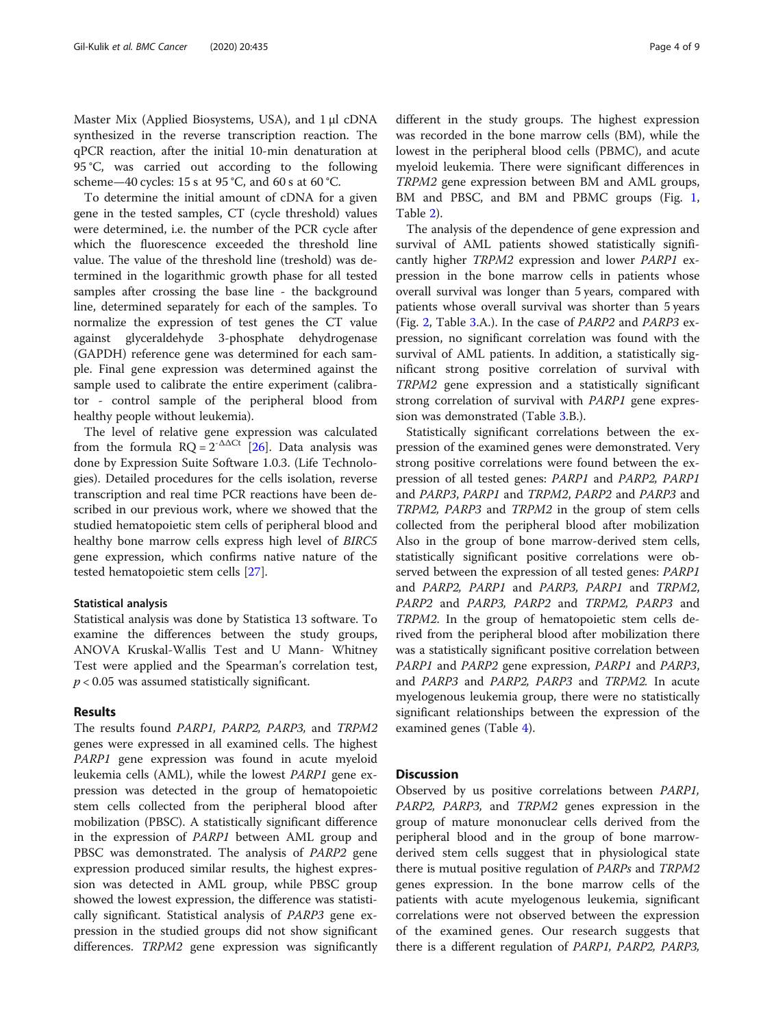Master Mix (Applied Biosystems, USA), and 1 μl cDNA synthesized in the reverse transcription reaction. The qPCR reaction, after the initial 10-min denaturation at 95 °C, was carried out according to the following scheme—40 cycles: 15 s at 95 °C, and 60 s at 60 °C.

To determine the initial amount of cDNA for a given gene in the tested samples, CT (cycle threshold) values were determined, i.e. the number of the PCR cycle after which the fluorescence exceeded the threshold line value. The value of the threshold line (treshold) was determined in the logarithmic growth phase for all tested samples after crossing the base line - the background line, determined separately for each of the samples. To normalize the expression of test genes the CT value against glyceraldehyde 3-phosphate dehydrogenase (GAPDH) reference gene was determined for each sample. Final gene expression was determined against the sample used to calibrate the entire experiment (calibrator - control sample of the peripheral blood from healthy people without leukemia).

The level of relative gene expression was calculated from the formula $RQ = 2^{-\Delta\Delta Ct}$ [26]. Data analysis was done by Expression Suite Software 1.0.3. (Life Technologies). Detailed procedures for the cells isolation, reverse transcription and real time PCR reactions have been described in our previous work, where we showed that the studied hematopoietic stem cells of peripheral blood and healthy bone marrow cells express high level of *BIRC5* gene expression, which confirms native nature of the tested hematopoietic stem cells [27].

### Statistical analysis

Statistical analysis was done by Statistica 13 software. To examine the differences between the study groups, ANOVA Kruskal-Wallis Test and U Mann- Whitney Test were applied and the Spearman's correlation test, $p < 0.05$ was assumed statistically significant.

## Results

The results found *PARP1, PARP2, PARP3,* and *TRPM2* genes were expressed in all examined cells. The highest *PARP1* gene expression was found in acute myeloid leukemia cells (AML), while the lowest *PARP1* gene expression was detected in the group of hematopoietic stem cells collected from the peripheral blood after mobilization (PBSC). A statistically significant difference in the expression of *PARP1* between AML group and PBSC was demonstrated. The analysis of *PARP2* gene expression produced similar results, the highest expression was detected in AML group, while PBSC group showed the lowest expression, the difference was statistically significant. Statistical analysis of *PARP3* gene expression in the studied groups did not show significant differences. *TRPM2* gene expression was significantly different in the study groups. The highest expression was recorded in the bone marrow cells (BM), while the lowest in the peripheral blood cells (PBMC), and acute myeloid leukemia. There were significant differences in *TRPM2* gene expression between BM and AML groups, BM and PBSC, and BM and PBMC groups (Fig. 1, Table 2).

The analysis of the dependence of gene expression and survival of AML patients showed statistically significantly higher *TRPM2* expression and lower *PARP1* expression in the bone marrow cells in patients whose overall survival was longer than 5 years, compared with patients whose overall survival was shorter than 5 years (Fig. 2, Table 3.A.). In the case of *PARP2* and *PARP3* expression, no significant correlation was found with the survival of AML patients. In addition, a statistically significant strong positive correlation of survival with *TRPM2* gene expression and a statistically significant strong correlation of survival with *PARP1* gene expression was demonstrated (Table 3.B.).

Statistically significant correlations between the expression of the examined genes were demonstrated. Very strong positive correlations were found between the expression of all tested genes: *PARP1* and *PARP2, PARP1* and *PARP3, PARP1* and *TRPM2, PARP2* and *PARP3* and *TRPM2, PARP3* and *TRPM2* in the group of stem cells collected from the peripheral blood after mobilization Also in the group of bone marrow-derived stem cells, statistically significant positive correlations were observed between the expression of all tested genes: *PARP1* and *PARP2, PARP1* and *PARP3, PARP1* and *TRPM2, PARP2* and *PARP3, PARP2* and *TRPM2, PARP3* and *TRPM2.* In the group of hematopoietic stem cells derived from the peripheral blood after mobilization there was a statistically significant positive correlation between *PARP1* and *PARP2* gene expression, *PARP1* and *PARP3*, and *PARP3* and *PARP2, PARP3* and *TRPM2.* In acute myelogenous leukemia group, there were no statistically significant relationships between the expression of the examined genes (Table 4).

## Discussion

Observed by us positive correlations between *PARP1, PARP2, PARP3,* and *TRPM2* genes expression in the group of mature mononuclear cells derived from the peripheral blood and in the group of bone marrow-derived stem cells suggest that in physiological state there is mutual positive regulation of *PARPs* and *TRPM2* genes expression. In the bone marrow cells of the patients with acute myelogenous leukemia, significant correlations were not observed between the expression of the examined genes. Our research suggests that there is a different regulation of *PARP1, PARP2, PARP3,*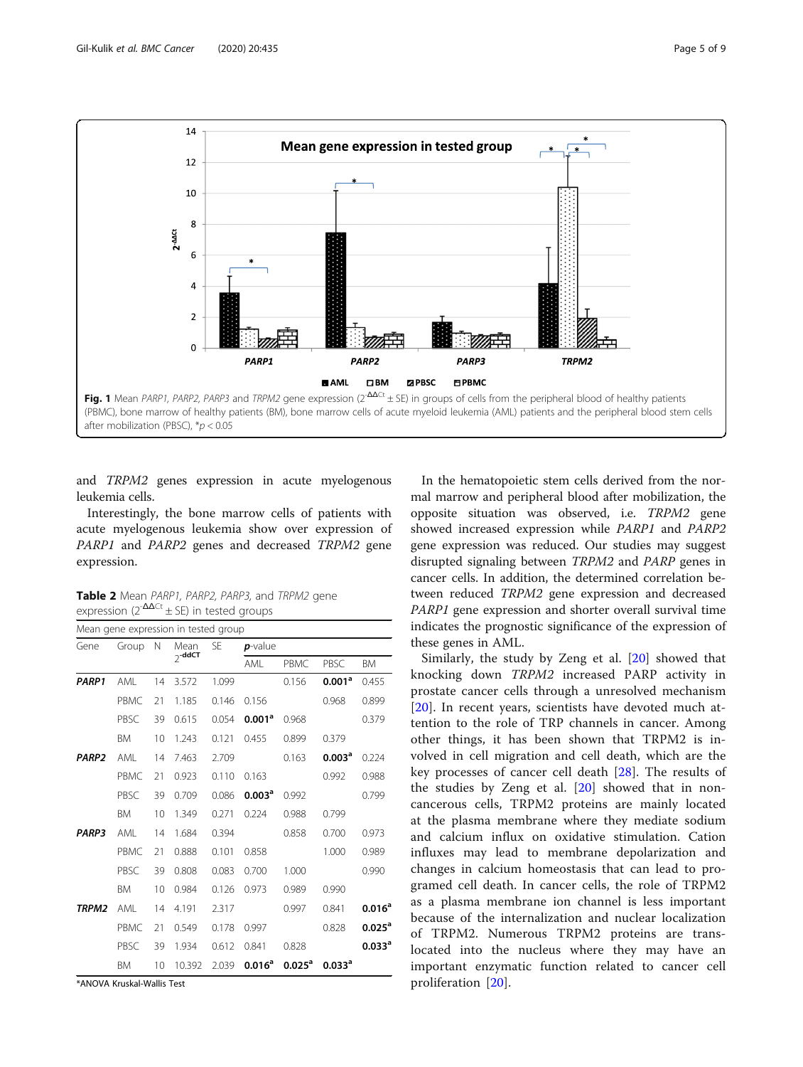**Fig. 1** Mean *PARP1, PARP2, PARP3* and *TRPM2* gene expression ($2^{-\Delta\Delta Ct}$ ± SE) in groups of cells from the peripheral blood of healthy patients (PBMC), bone marrow of healthy patients (BM), bone marrow cells of acute myeloid leukemia (AML) patients and the peripheral blood stem cells after mobilization (PBSC), *$p < 0.05$

and *TRPM2* genes expression in acute myelogenous leukemia cells.

Interestingly, the bone marrow cells of patients with acute myelogenous leukemia show over expression of *PARP1* and *PARP2* genes and decreased *TRPM2* gene expression.

**Table 2** Mean *PARP1, PARP2, PARP3,* and *TRPM2* gene expression ($2^{-\Delta\Delta Ct}$ ± SE) in tested groups

| Mean gene expression in tested group | | | | | | | | |
|---|---|---|---|---|---|---|---|---|
| Gene | Group | N | Mean $2^{-ddCT}$ | SE | ***p*-value** | | | |
| | | | | | AML | PBMC | PBSC | BM |
| ***PARP1*** | AML | 14 | 3.572 | 1.099 | | 0.156 | **0.001[a]** | 0.455 |
| | PBMC | 21 | 1.185 | 0.146 | 0.156 | | 0.968 | 0.899 |
| | PBSC | 39 | 0.615 | 0.054 | **0.001[a]** | 0.968 | | 0.379 |
| | BM | 10 | 1.243 | 0.121 | 0.455 | 0.899 | 0.379 | |
| ***PARP2*** | AML | 14 | 7.463 | 2.709 | | 0.163 | **0.003[a]** | 0.224 |
| | PBMC | 21 | 0.923 | 0.110 | 0.163 | | 0.992 | 0.988 |
| | PBSC | 39 | 0.709 | 0.086 | **0.003[a]** | 0.992 | | 0.799 |
| | BM | 10 | 1.349 | 0.271 | 0.224 | 0.988 | 0.799 | |
| ***PARP3*** | AML | 14 | 1.684 | 0.394 | | 0.858 | 0.700 | 0.973 |
| | PBMC | 21 | 0.888 | 0.101 | 0.858 | | 1.000 | 0.989 |
| | PBSC | 39 | 0.808 | 0.083 | 0.700 | 1.000 | | 0.990 |
| | BM | 10 | 0.984 | 0.126 | 0.973 | 0.989 | 0.990 | |
| ***TRPM2*** | AML | 14 | 4.191 | 2.317 | | 0.997 | 0.841 | **0.016[a]** |
| | PBMC | 21 | 0.549 | 0.178 | 0.997 | | 0.828 | **0.025[a]** |
| | PBSC | 39 | 1.934 | 0.612 | 0.841 | 0.828 | | **0.033[a]** |
| | BM | 10 | 10.392 | 2.039 | **0.016[a]** | **0.025[a]** | **0.033[a]** | |

*ANOVA Kruskal-Wallis Test

In the hematopoietic stem cells derived from the normal marrow and peripheral blood after mobilization, the opposite situation was observed, i.e. *TRPM2* gene showed increased expression while *PARP1* and *PARP2* gene expression was reduced. Our studies may suggest disrupted signaling between *TRPM2* and *PARP* genes in cancer cells. In addition, the determined correlation between reduced *TRPM2* gene expression and decreased *PARP1* gene expression and shorter overall survival time indicates the prognostic significance of the expression of these genes in AML.

Similarly, the study by Zeng et al. [20] showed that knocking down *TRPM2* increased PARP activity in prostate cancer cells through a unresolved mechanism [20]. In recent years, scientists have devoted much attention to the role of TRP channels in cancer. Among other things, it has been shown that TRPM2 is involved in cell migration and cell death, which are the key processes of cancer cell death [28]. The results of the studies by Zeng et al. [20] showed that in noncancerous cells, TRPM2 proteins are mainly located at the plasma membrane where they mediate sodium and calcium influx on oxidative stimulation. Cation influxes may lead to membrane depolarization and changes in calcium homeostasis that can lead to programed cell death. In cancer cells, the role of TRPM2 as a plasma membrane ion channel is less important because of the internalization and nuclear localization of TRPM2. Numerous TRPM2 proteins are translocated into the nucleus where they may have an important enzymatic function related to cancer cell proliferation [20].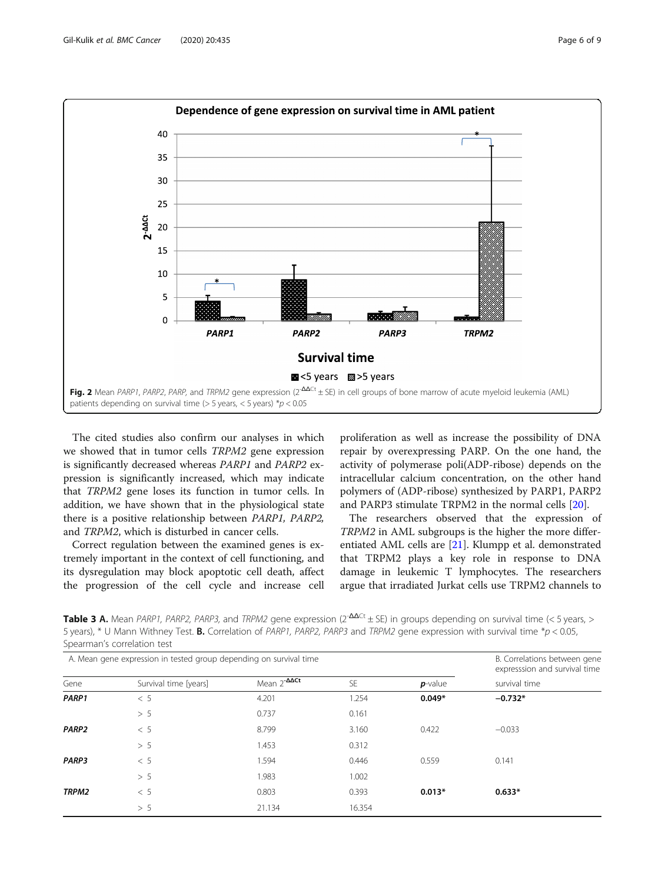Fig. 2 Mean *PARP1*, *PARP2*, *PARP*, and *TRPM2* gene expression ($2^{-\Delta\Delta Ct} \pm$ SE) in cell groups of bone marrow of acute myeloid leukemia (AML) patients depending on survival time (> 5 years, < 5 years) *p < 0.05

The cited studies also confirm our analyses in which we showed that in tumor cells *TRPM2* gene expression is significantly decreased whereas *PARP1* and *PARP2* expression is significantly increased, which may indicate that *TRPM2* gene loses its function in tumor cells. In addition, we have shown that in the physiological state there is a positive relationship between *PARP1*, *PARP2*, and *TRPM2*, which is disturbed in cancer cells.

Correct regulation between the examined genes is extremely important in the context of cell functioning, and its dysregulation may block apoptotic cell death, affect the progression of the cell cycle and increase cell proliferation as well as increase the possibility of DNA repair by overexpressing PARP. On the one hand, the activity of polymerase poli(ADP-ribose) depends on the intracellular calcium concentration, on the other hand polymers of (ADP-ribose) synthesized by PARP1, PARP2 and PARP3 stimulate TRPM2 in the normal cells [20].

The researchers observed that the expression of *TRPM2* in AML subgroups is the higher the more differentiated AML cells are [21]. Klumpp et al. demonstrated that TRPM2 plays a key role in response to DNA damage in leukemic T lymphocytes. The researchers argue that irradiated Jurkat cells use TRPM2 channels to

**Table 3 A.** Mean *PARP1, PARP2, PARP3,* and *TRPM2* gene expression ($2^{-\Delta\Delta Ct} \pm$ SE) in groups depending on survival time (< 5 years, > 5 years), * U Mann Withney Test. **B.** Correlation of *PARP1, PARP2, PARP3* and *TRPM2* gene expression with survival time *p < 0.05, Spearman's correlation test

| A. Mean gene expression in tested group depending on survival time | | | | | B. Correlations between gene expresssion and survival time |
|---|---|---|---|---|---|
| Gene | Survival time [years] | Mean $2^{-\Delta\Delta Ct}$ | SE | ***p***-value | survival time |
| ***PARP1*** | < 5 | 4.201 | 1.254 | **0.049*** | **−0.732*** |
| | > 5 | 0.737 | 0.161 | | |
| ***PARP2*** | < 5 | 8.799 | 3.160 | 0.422 | −0.033 |
| | > 5 | 1.453 | 0.312 | | |
| ***PARP3*** | < 5 | 1.594 | 0.446 | 0.559 | 0.141 |
| | > 5 | 1.983 | 1.002 | | |
| ***TRPM2*** | < 5 | 0.803 | 0.393 | **0.013*** | **0.633*** |
| | > 5 | 21.134 | 16.354 | | |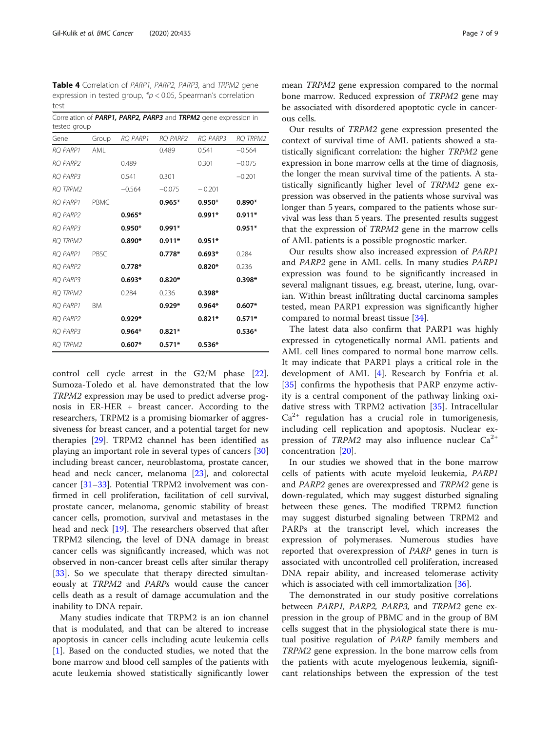**Table 4** Correlation of *PARP1, PARP2, PARP3,* and *TRPM2* gene expression in tested group, *$p < 0.05$, Spearman's correlation test

| Correlation of ***PARP1, PARP2, PARP3*** and ***TRPM2*** gene expression in tested group | | | | | |
|---|---|---|---|---|---|
| Gene | Group | RQ PARP1 | RQ PARP2 | RQ PARP3 | RQ TRPM2 |
| RQ PARP1 | AML | | 0.489 | 0.541 | −0.564 |
| RQ PARP2 | | 0.489 | | 0.301 | −0.075 |
| RQ PARP3 | | 0.541 | 0.301 | | −0.201 |
| RQ TRPM2 | | −0.564 | −0.075 | − 0.201 | |
| RQ PARP1 | PBMC | | **0.965*** | **0.950*** | **0.890*** |
| RQ PARP2 | | **0.965*** | | **0.991*** | **0.911*** |
| RQ PARP3 | | **0.950*** | **0.991*** | | **0.951*** |
| RQ TRPM2 | | **0.890*** | **0.911*** | **0.951*** | |
| RQ PARP1 | PBSC | | **0.778*** | **0.693*** | 0.284 |
| RQ PARP2 | | **0.778*** | | **0.820*** | 0.236 |
| RQ PARP3 | | **0.693*** | **0.820*** | | **0.398*** |
| RQ TRPM2 | | 0.284 | 0.236 | **0.398*** | |
| RQ PARP1 | BM | | **0.929*** | **0.964*** | **0.607*** |
| RQ PARP2 | | **0.929*** | | **0.821*** | **0.571*** |
| RQ PARP3 | | **0.964*** | **0.821*** | | **0.536*** |
| RQ TRPM2 | | **0.607*** | **0.571*** | **0.536*** | |

control cell cycle arrest in the G2/M phase [22]. Sumoza-Toledo et al. have demonstrated that the low *TRPM2* expression may be used to predict adverse prognosis in ER-HER + breast cancer. According to the researchers, TRPM2 is a promising biomarker of aggressiveness for breast cancer, and a potential target for new therapies [29]. TRPM2 channel has been identified as playing an important role in several types of cancers [30] including breast cancer, neuroblastoma, prostate cancer, head and neck cancer, melanoma [23], and colorectal cancer [31–33]. Potential TRPM2 involvement was confirmed in cell proliferation, facilitation of cell survival, prostate cancer, melanoma, genomic stability of breast cancer cells, promotion, survival and metastases in the head and neck [19]. The researchers observed that after TRPM2 silencing, the level of DNA damage in breast cancer cells was significantly increased, which was not observed in non-cancer breast cells after similar therapy [33]. So we speculate that therapy directed simultaneously at *TRPM2* and *PARPs* would cause the cancer cells death as a result of damage accumulation and the inability to DNA repair.

Many studies indicate that TRPM2 is an ion channel that is modulated, and that can be altered to increase apoptosis in cancer cells including acute leukemia cells [1]. Based on the conducted studies, we noted that the bone marrow and blood cell samples of the patients with acute leukemia showed statistically significant lower mean *TRPM2* gene expression compared to the normal bone marrow. Reduced expression of *TRPM2* gene may be associated with disordered apoptotic cycle in cancerous cells.

Our results of *TRPM2* gene expression presented the context of survival time of AML patients showed a statistically significant correlation: the higher *TRPM2* gene expression in bone marrow cells at the time of diagnosis, the longer the mean survival time of the patients. A statistically significantly higher level of *TRPM2* gene expression was observed in the patients whose survival was longer than 5 years, compared to the patients whose survival was less than 5 years. The presented results suggest that the expression of *TRPM2* gene in the marrow cells of AML patients is a possible prognostic marker.

Our results show also increased expression of *PARP1* and *PARP2* gene in AML cells. In many studies *PARP1* expression was found to be significantly increased in several malignant tissues, e.g. breast, uterine, lung, ovarian. Within breast infiltrating ductal carcinoma samples tested, mean PARP1 expression was significantly higher compared to normal breast tissue [34].

The latest data also confirm that PARP1 was highly expressed in cytogenetically normal AML patients and AML cell lines compared to normal bone marrow cells. It may indicate that PARP1 plays a critical role in the development of AML [4]. Research by Fonfria et al. [35] confirms the hypothesis that PARP enzyme activity is a central component of the pathway linking oxidative stress with TRPM2 activation [35]. Intracellular $Ca^{2+}$ regulation has a crucial role in tumorigenesis, including cell replication and apoptosis. Nuclear expression of *TRPM2* may also influence nuclear $Ca^{2+}$ concentration [20].

In our studies we showed that in the bone marrow cells of patients with acute myeloid leukemia, *PARP1* and *PARP2* genes are overexpressed and *TRPM2* gene is down-regulated, which may suggest disturbed signaling between these genes. The modified TRPM2 function may suggest disturbed signaling between TRPM2 and PARPs at the transcript level, which increases the expression of polymerases. Numerous studies have reported that overexpression of *PARP* genes in turn is associated with uncontrolled cell proliferation, increased DNA repair ability, and increased telomerase activity which is associated with cell immortalization [36].

The demonstrated in our study positive correlations between *PARP1, PARP2, PARP3,* and *TRPM2* gene expression in the group of PBMC and in the group of BM cells suggest that in the physiological state there is mutual positive regulation of *PARP* family members and *TRPM2* gene expression. In the bone marrow cells from the patients with acute myelogenous leukemia, significant relationships between the expression of the test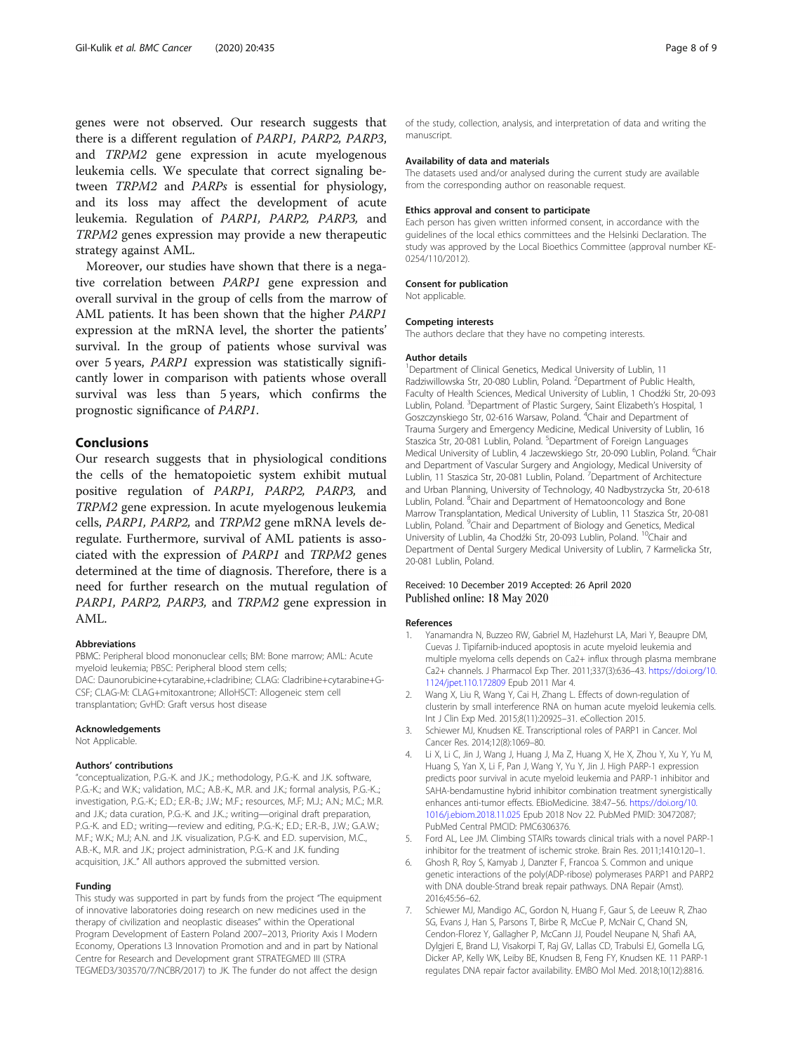genes were not observed. Our research suggests that there is a different regulation of *PARP1, PARP2, PARP3*, and *TRPM2* gene expression in acute myelogenous leukemia cells. We speculate that correct signaling between *TRPM2* and *PARPs* is essential for physiology, and its loss may affect the development of acute leukemia. Regulation of *PARP1, PARP2, PARP3*, and *TRPM2* genes expression may provide a new therapeutic strategy against AML.

Moreover, our studies have shown that there is a negative correlation between *PARP1* gene expression and overall survival in the group of cells from the marrow of AML patients. It has been shown that the higher *PARP1* expression at the mRNA level, the shorter the patients' survival. In the group of patients whose survival was over 5 years, *PARP1* expression was statistically significantly lower in comparison with patients whose overall survival was less than 5 years, which confirms the prognostic significance of *PARP1*.

## Conclusions

Our research suggests that in physiological conditions the cells of the hematopoietic system exhibit mutual positive regulation of *PARP1, PARP2, PARP3*, and *TRPM2* gene expression. In acute myelogenous leukemia cells, *PARP1, PARP2*, and *TRPM2* gene mRNA levels deregulate. Furthermore, survival of AML patients is associated with the expression of *PARP1* and *TRPM2* genes determined at the time of diagnosis. Therefore, there is a need for further research on the mutual regulation of *PARP1, PARP2, PARP3*, and *TRPM2* gene expression in AML.

#### Abbreviations

PBMC: Peripheral blood mononuclear cells; BM: Bone marrow; AML: Acute myeloid leukemia; PBSC: Peripheral blood stem cells; DAC: Daunorubicine+cytarabine,+cladribine; CLAG: Cladribine+cytarabine+G-CSF; CLAG-M: CLAG+mitoxantrone; AlloHSCT: Allogeneic stem cell transplantation; GvHD: Graft versus host disease

#### Acknowledgements

Not Applicable.

#### Authors' contributions

"conceptualization, P.G.-K. and J.K.; methodology, P.G.-K. and J.K. software, P.G.-K.; and W.K.; validation, M.C.; A.B.-K., M.R. and J.K.; formal analysis, P.G.-K.; investigation, P.G.-K.; E.D.; E.R.-B.; J.W.; M.F.; resources, M.F; M.J.; A.N.; M.C.; M.R. and J.K.; data curation, P.G.-K. and J.K.; writing—original draft preparation, P.G.-K. and E.D.; writing—review and editing, P.G.-K.; E.D.; E.R.-B., J.W.; G.A.W.; M.F.; W.K.; M.J; A.N. and J.K. visualization, P.G-K. and E.D. supervision, M.C., A.B.-K., M.R. and J.K.; project administration, P.G.-K and J.K. funding acquisition, J.K.." All authors approved the submitted version.

#### Funding

This study was supported in part by funds from the project "The equipment of innovative laboratories doing research on new medicines used in the therapy of civilization and neoplastic diseases" within the Operational Program Development of Eastern Poland 2007–2013, Priority Axis I Modern Economy, Operations I.3 Innovation Promotion and in part by National Centre for Research and Development grant STRATEGMED III (STRA TEGMED3/303570/7/NCBR/2017) to JK. The funder do not affect the design of the study, collection, analysis, and interpretation of data and writing the manuscript.

#### Availability of data and materials

The datasets used and/or analysed during the current study are available from the corresponding author on reasonable request.

#### Ethics approval and consent to participate

Each person has given written informed consent, in accordance with the guidelines of the local ethics committees and the Helsinki Declaration. The study was approved by the Local Bioethics Committee (approval number KE-0254/110/2012).

#### Consent for publication

Not applicable.

#### Competing interests

The authors declare that they have no competing interests.

#### Author details

[1]Department of Clinical Genetics, Medical University of Lublin, 11 Radziwillowska Str, 20-080 Lublin, Poland. [2]Department of Public Health, Faculty of Health Sciences, Medical University of Lublin, 1 Chodźki Str, 20-093 Lublin, Poland. [3]Department of Plastic Surgery, Saint Elizabeth's Hospital, 1 Goszczynskiego Str, 02-616 Warsaw, Poland. [4]Chair and Department of Trauma Surgery and Emergency Medicine, Medical University of Lublin, 16 Staszica Str, 20-081 Lublin, Poland. [5]Department of Foreign Languages Medical University of Lublin, 4 Jaczewskiego Str, 20-090 Lublin, Poland. [6]Chair and Department of Vascular Surgery and Angiology, Medical University of Lublin, 11 Staszica Str, 20-081 Lublin, Poland. [7]Department of Architecture and Urban Planning, University of Technology, 40 Nadbystrzycka Str, 20-618 Lublin, Poland. [8]Chair and Department of Hematooncology and Bone Marrow Transplantation, Medical University of Lublin, 11 Staszica Str, 20-081 Lublin, Poland. [9]Chair and Department of Biology and Genetics, Medical University of Lublin, 4a Chodźki Str, 20-093 Lublin, Poland. [10]Chair and Department of Dental Surgery Medical University of Lublin, 7 Karmelicka Str, 20-081 Lublin, Poland.

Received: 10 December 2019 Accepted: 26 April 2020
Published online: 18 May 2020

#### References

1. Yanamandra N, Buzzeo RW, Gabriel M, Hazlehurst LA, Mari Y, Beaupre DM, Cuevas J. Tipifarnib-induced apoptosis in acute myeloid leukemia and multiple myeloma cells depends on Ca2+ influx through plasma membrane Ca2+ channels. J Pharmacol Exp Ther. 2011;337(3):636–43. https://doi.org/10.1124/jpet.110.172809 Epub 2011 Mar 4.
2. Wang X, Liu R, Wang Y, Cai H, Zhang L. Effects of down-regulation of clusterin by small interference RNA on human acute myeloid leukemia cells. Int J Clin Exp Med. 2015;8(11):20925–31. eCollection 2015.
3. Schiewer MJ, Knudsen KE. Transcriptional roles of PARP1 in Cancer. Mol Cancer Res. 2014;12(8):1069–80.
4. Li X, Li C, Jin J, Wang J, Huang J, Ma Z, Huang X, He X, Zhou Y, Xu Y, Yu M, Huang S, Yan X, Li F, Pan J, Wang Y, Yu Y, Jin J. High PARP-1 expression predicts poor survival in acute myeloid leukemia and PARP-1 inhibitor and SAHA-bendamustine hybrid inhibitor combination treatment synergistically enhances anti-tumor effects. EBioMedicine. 38:47–56. https://doi.org/10.1016/j.ebiom.2018.11.025 Epub 2018 Nov 22. PubMed PMID: 30472087; PubMed Central PMCID: PMC6306376.
5. Ford AL, Lee JM. Climbing STAIRs towards clinical trials with a novel PARP-1 inhibitor for the treatment of ischemic stroke. Brain Res. 2011;1410:120–1.
6. Ghosh R, Roy S, Kamyab J, Danzter F, Francoa S. Common and unique genetic interactions of the poly(ADP-ribose) polymerases PARP1 and PARP2 with DNA double-Strand break repair pathways. DNA Repair (Amst). 2016;45:56–62.
7. Schiewer MJ, Mandigo AC, Gordon N, Huang F, Gaur S, de Leeuw R, Zhao SG, Evans J, Han S, Parsons T, Birbe R, McCue P, McNair C, Chand SN, Cendon-Florez Y, Gallagher P, McCann JJ, Poudel Neupane N, Shafi AA, Dylgjeri E, Brand LJ, Visakorpi T, Raj GV, Lallas CD, Trabulsi EJ, Gomella LG, Dicker AP, Kelly WK, Leiby BE, Knudsen B, Feng FY, Knudsen KE. 11 PARP-1 regulates DNA repair factor availability. EMBO Mol Med. 2018;10(12):8816.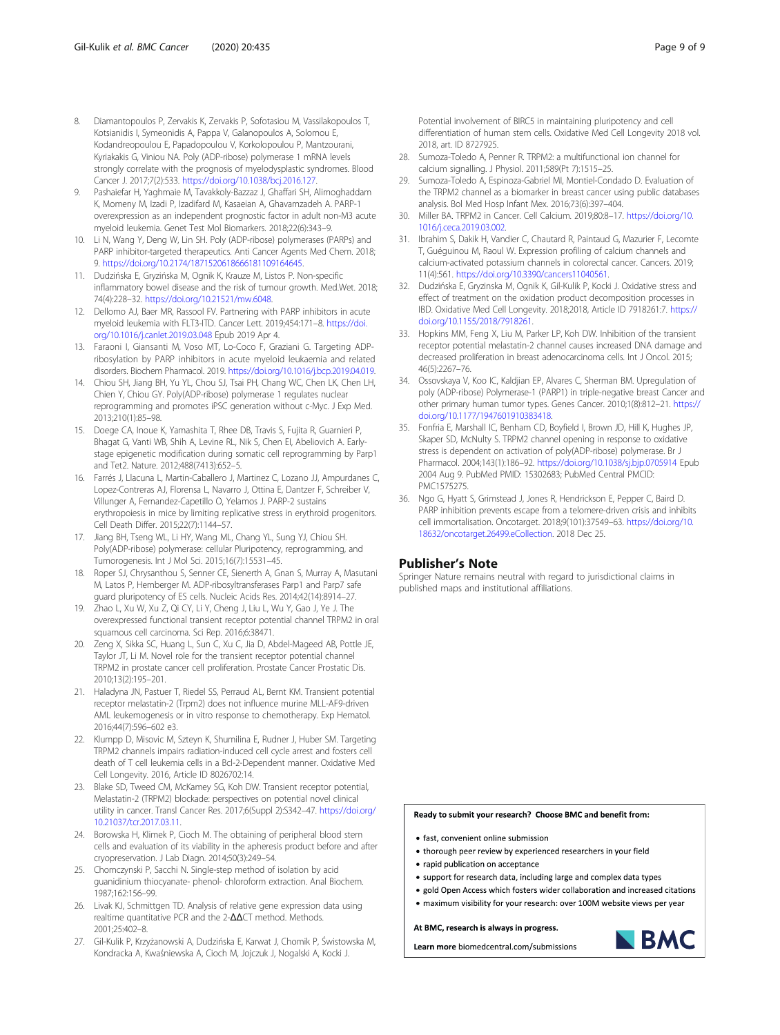8. Diamantopoulos P, Zervakis K, Zervakis P, Sofotasiou M, Vassilakopoulos T, Kotsianidis I, Symeonidis A, Pappa V, Galanopoulos A, Solomou E, Kodandreopoulou E, Papadopoulou V, Korkolopoulou P, Mantzourani, Kyriakakis G, Viniou NA. Poly (ADP-ribose) polymerase 1 mRNA levels strongly correlate with the prognosis of myelodysplastic syndromes. Blood Cancer J. 2017;7(2):533. https://doi.org/10.1038/bcj.2016.127.
9. Pashaiefar H, Yaghmaie M, Tavakkoly-Bazzaz J, Ghaffari SH, Alimoghaddam K, Momeny M, Izadi P, Izadifard M, Kasaeian A, Ghavamzadeh A. PARP-1 overexpression as an independent prognostic factor in adult non-M3 acute myeloid leukemia. Genet Test Mol Biomarkers. 2018;22(6):343–9.
10. Li N, Wang Y, Deng W, Lin SH. Poly (ADP-ribose) polymerases (PARPs) and PARP inhibitor-targeted therapeutics. Anti Cancer Agents Med Chem. 2018; 9. https://doi.org/10.2174/1871520618666181109164645.
11. Dudzińska E, Gryzińska M, Ognik K, Krauze M, Listos P. Non-specific inflammatory bowel disease and the risk of tumour growth. Med.Wet. 2018; 74(4):228–32. https://doi.org/10.21521/mw.6048.
12. Dellomo AJ, Baer MR, Rassool FV. Partnering with PARP inhibitors in acute myeloid leukemia with FLT3-ITD. Cancer Lett. 2019;454:171–8. https://doi.org/10.1016/j.canlet.2019.03.048 Epub 2019 Apr 4.
13. Faraoni I, Giansanti M, Voso MT, Lo-Coco F, Graziani G. Targeting ADP-ribosylation by PARP inhibitors in acute myeloid leukaemia and related disorders. Biochem Pharmacol. 2019. https://doi.org/10.1016/j.bcp.2019.04.019.
14. Chiou SH, Jiang BH, Yu YL, Chou SJ, Tsai PH, Chang WC, Chen LK, Chen LH, Chien Y, Chiou GY. Poly(ADP-ribose) polymerase 1 regulates nuclear reprogramming and promotes iPSC generation without c-Myc. J Exp Med. 2013;210(1):85–98.
15. Doege CA, Inoue K, Yamashita T, Rhee DB, Travis S, Fujita R, Guarnieri P, Bhagat G, Vanti WB, Shih A, Levine RL, Nik S, Chen EI, Abeliovich A. Early-stage epigenetic modification during somatic cell reprogramming by Parp1 and Tet2. Nature. 2012;488(7413):652–5.
16. Farrés J, Llacuna L, Martin-Caballero J, Martinez C, Lozano JJ, Ampurdanes C, Lopez-Contreras AJ, Florensa L, Navarro J, Ottina E, Dantzer F, Schreiber V, Villunger A, Fernandez-Capetillo O, Yelamos J. PARP-2 sustains erythropoiesis in mice by limiting replicative stress in erythroid progenitors. Cell Death Differ. 2015;22(7):1144–57.
17. Jiang BH, Tseng WL, Li HY, Wang ML, Chang YL, Sung YJ, Chiou SH. Poly(ADP-ribose) polymerase: cellular Pluripotency, reprogramming, and Tumorogenesis. Int J Mol Sci. 2015;16(7):15531–45.
18. Roper SJ, Chrysanthou S, Senner CE, Sienerth A, Gnan S, Murray A, Masutani M, Latos P, Hemberger M. ADP-ribosyltransferases Parp1 and Parp7 safe guard pluripotency of ES cells. Nucleic Acids Res. 2014;42(14):8914–27.
19. Zhao L, Xu W, Xu Z, Qi CY, Li Y, Cheng J, Liu L, Wu Y, Gao J, Ye J. The overexpressed functional transient receptor potential channel TRPM2 in oral squamous cell carcinoma. Sci Rep. 2016;6:38471.
20. Zeng X, Sikka SC, Huang L, Sun C, Xu C, Jia D, Abdel-Mageed AB, Pottle JE, Taylor JT, Li M. Novel role for the transient receptor potential channel TRPM2 in prostate cancer cell proliferation. Prostate Cancer Prostatic Dis. 2010;13(2):195–201.
21. Haladyna JN, Pastuer T, Riedel SS, Perraud AL, Bernt KM. Transient potential receptor melastatin-2 (Trpm2) does not influence murine MLL-AF9-driven AML leukemogenesis or in vitro response to chemotherapy. Exp Hematol. 2016;44(7):596–602 e3.
22. Klumpp D, Misovic M, Szteyn K, Shumilina E, Rudner J, Huber SM. Targeting TRPM2 channels impairs radiation-induced cell cycle arrest and fosters cell death of T cell leukemia cells in a Bcl-2-Dependent manner. Oxidative Med Cell Longevity. 2016, Article ID 8026702:14.
23. Blake SD, Tweed CM, McKamey SG, Koh DW. Transient receptor potential, Melastatin-2 (TRPM2) blockade: perspectives on potential novel clinical utility in cancer. Transl Cancer Res. 2017;6(Suppl 2):S342–47. https://doi.org/10.21037/tcr.2017.03.11.
24. Borowska H, Klimek P, Cioch M. The obtaining of peripheral blood stem cells and evaluation of its viability in the apheresis product before and after cryopreservation. J Lab Diagn. 2014;50(3):249–54.
25. Chomczynski P, Sacchi N. Single-step method of isolation by acid guanidinium thiocyanate- phenol- chloroform extraction. Anal Biochem. 1987;162:156–99.
26. Livak KJ, Schmittgen TD. Analysis of relative gene expression data using realtime quantitative PCR and the 2-ΔΔCT method. Methods. 2001;25:402–8.
27. Gil-Kulik P, Krzyżanowski A, Dudzińska E, Karwat J, Chomik P, Świstowska M, Kondracka A, Kwaśniewska A, Cioch M, Jojczuk J, Nogalski A, Kocki J. Potential involvement of BIRC5 in maintaining pluripotency and cell differentiation of human stem cells. Oxidative Med Cell Longevity 2018 vol. 2018, art. ID 8727925.
28. Sumoza-Toledo A, Penner R. TRPM2: a multifunctional ion channel for calcium signalling. J Physiol. 2011;589(Pt 7):1515–25.
29. Sumoza-Toledo A, Espinoza-Gabriel MI, Montiel-Condado D. Evaluation of the TRPM2 channel as a biomarker in breast cancer using public databases analysis. Bol Med Hosp Infant Mex. 2016;73(6):397–404.
30. Miller BA. TRPM2 in Cancer. Cell Calcium. 2019;80:8–17. https://doi.org/10.1016/j.ceca.2019.03.002.
31. Ibrahim S, Dakik H, Vandier C, Chautard R, Paintaud G, Mazurier F, Lecomte T, Guéguinou M, Raoul W. Expression profiling of calcium channels and calcium-activated potassium channels in colorectal cancer. Cancers. 2019; 11(4):561. https://doi.org/10.3390/cancers11040561.
32. Dudzińska E, Gryzinska M, Ognik K, Gil-Kulik P, Kocki J. Oxidative stress and effect of treatment on the oxidation product decomposition processes in IBD. Oxidative Med Cell Longevity. 2018;2018, Article ID 7918261:7. https://doi.org/10.1155/2018/7918261.
33. Hopkins MM, Feng X, Liu M, Parker LP, Koh DW. Inhibition of the transient receptor potential melastatin-2 channel causes increased DNA damage and decreased proliferation in breast adenocarcinoma cells. Int J Oncol. 2015; 46(5):2267–76.
34. Ossovskaya V, Koo IC, Kaldjian EP, Alvares C, Sherman BM. Upregulation of poly (ADP-ribose) Polymerase-1 (PARP1) in triple-negative breast Cancer and other primary human tumor types. Genes Cancer. 2010;1(8):812–21. https://doi.org/10.1177/1947601910383418.
35. Fonfria E, Marshall IC, Benham CD, Boyfield I, Brown JD, Hill K, Hughes JP, Skaper SD, McNulty S. TRPM2 channel opening in response to oxidative stress is dependent on activation of poly(ADP-ribose) polymerase. Br J Pharmacol. 2004;143(1):186–92. https://doi.org/10.1038/sj.bjp.0705914 Epub 2004 Aug 9. PubMed PMID: 15302683; PubMed Central PMCID: PMC1575275.
36. Ngo G, Hyatt S, Grimstead J, Jones R, Hendrickson E, Pepper C, Baird D. PARP inhibition prevents escape from a telomere-driven crisis and inhibits cell immortalisation. Oncotarget. 2018;9(101):37549–63. https://doi.org/10.18632/oncotarget.26499.eCollection. 2018 Dec 25.

## Publisher's Note

Springer Nature remains neutral with regard to jurisdictional claims in published maps and institutional affiliations.

**Ready to submit your research? Choose BMC and benefit from:**

- fast, convenient online submission
- thorough peer review by experienced researchers in your field
- rapid publication on acceptance
- support for research data, including large and complex data types
- gold Open Access which fosters wider collaboration and increased citations
- maximum visibility for your research: over 100M website views per year

**At BMC, research is always in progress.**

**Learn more** biomedcentral.com/submissions

BMC